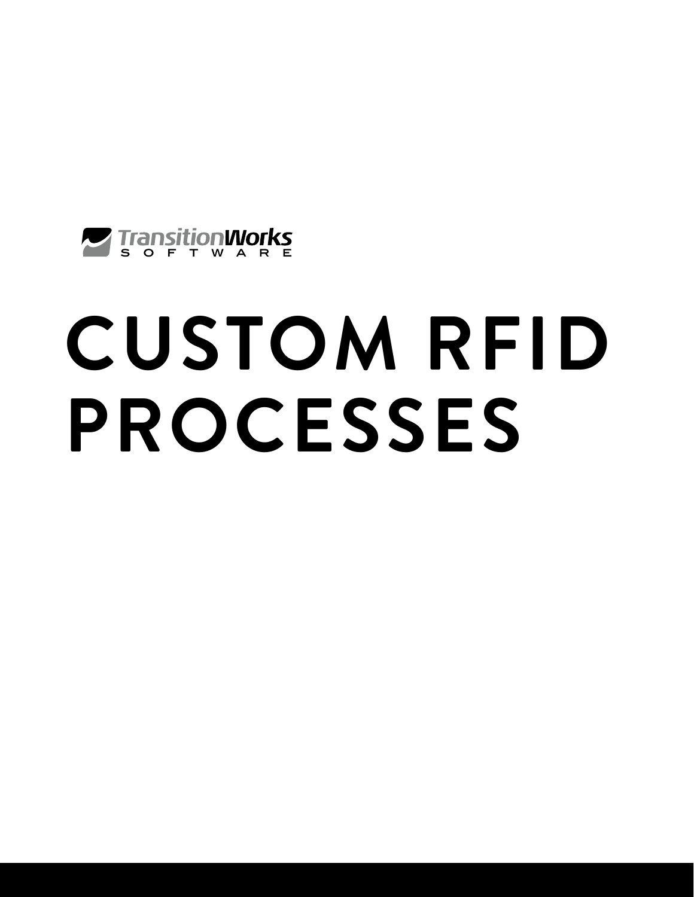TransitionWorks SOFTWARE

# CUSTOM RFID PROCESSES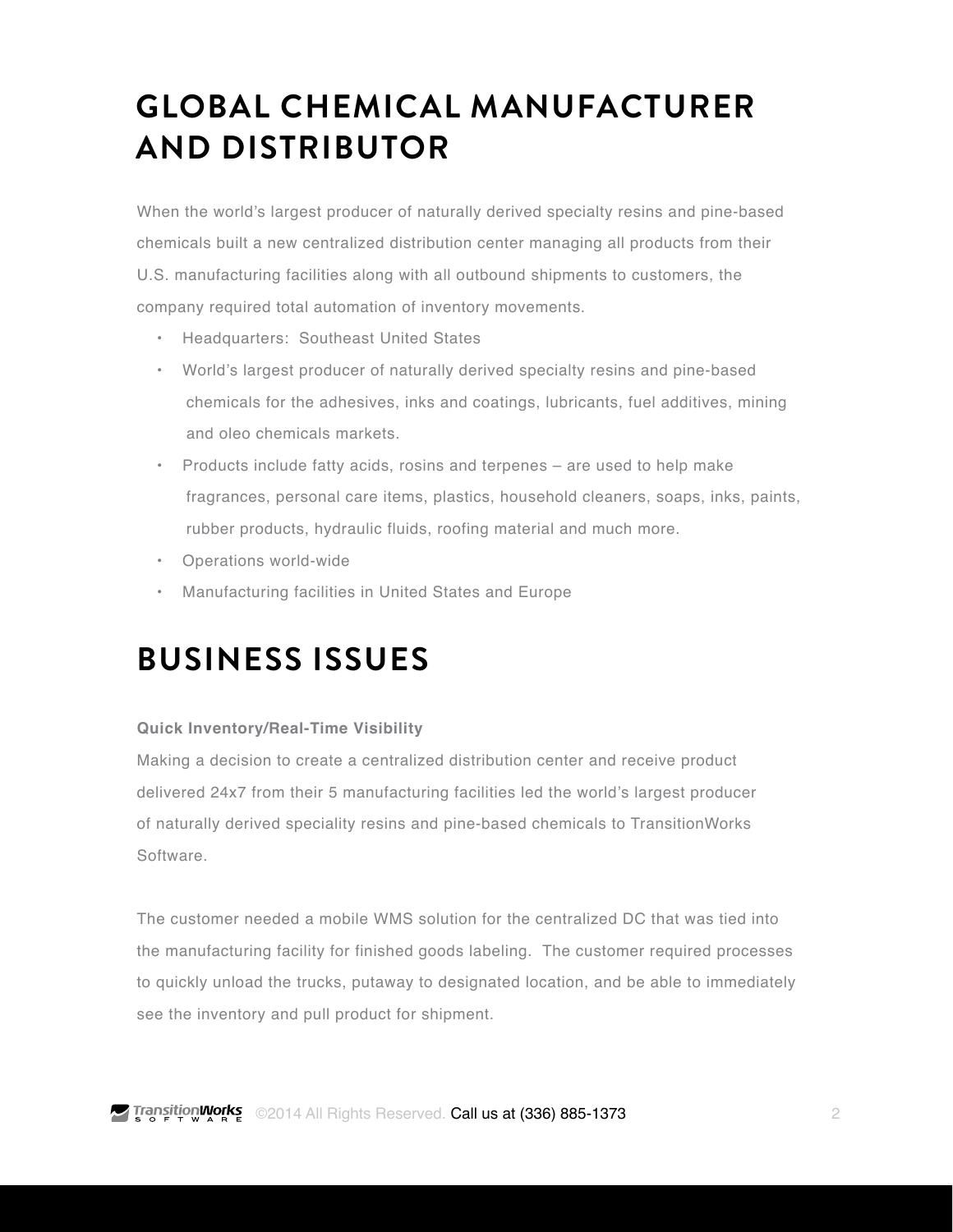# GLOBAL CHEMICAL MANUFACTURER AND DISTRIBUTOR

When the world's largest producer of naturally derived specialty resins and pine-based chemicals built a new centralized distribution center managing all products from their U.S. manufacturing facilities along with all outbound shipments to customers, the company required total automation of inventory movements.

- Headquarters: Southeast United States
- World's largest producer of naturally derived specialty resins and pine-based chemicals for the adhesives, inks and coatings, lubricants, fuel additives, mining and oleo chemicals markets.
- Products include fatty acids, rosins and terpenes – are used to help make fragrances, personal care items, plastics, household cleaners, soaps, inks, paints, rubber products, hydraulic fluids, roofing material and much more.
- Operations world-wide
- Manufacturing facilities in United States and Europe

# BUSINESS ISSUES

**Quick Inventory/Real-Time Visibility**

Making a decision to create a centralized distribution center and receive product delivered 24x7 from their 5 manufacturing facilities led the world's largest producer of naturally derived speciality resins and pine-based chemicals to TransitionWorks Software.

The customer needed a mobile WMS solution for the centralized DC that was tied into the manufacturing facility for finished goods labeling. The customer required processes to quickly unload the trucks, putaway to designated location, and be able to immediately see the inventory and pull product for shipment.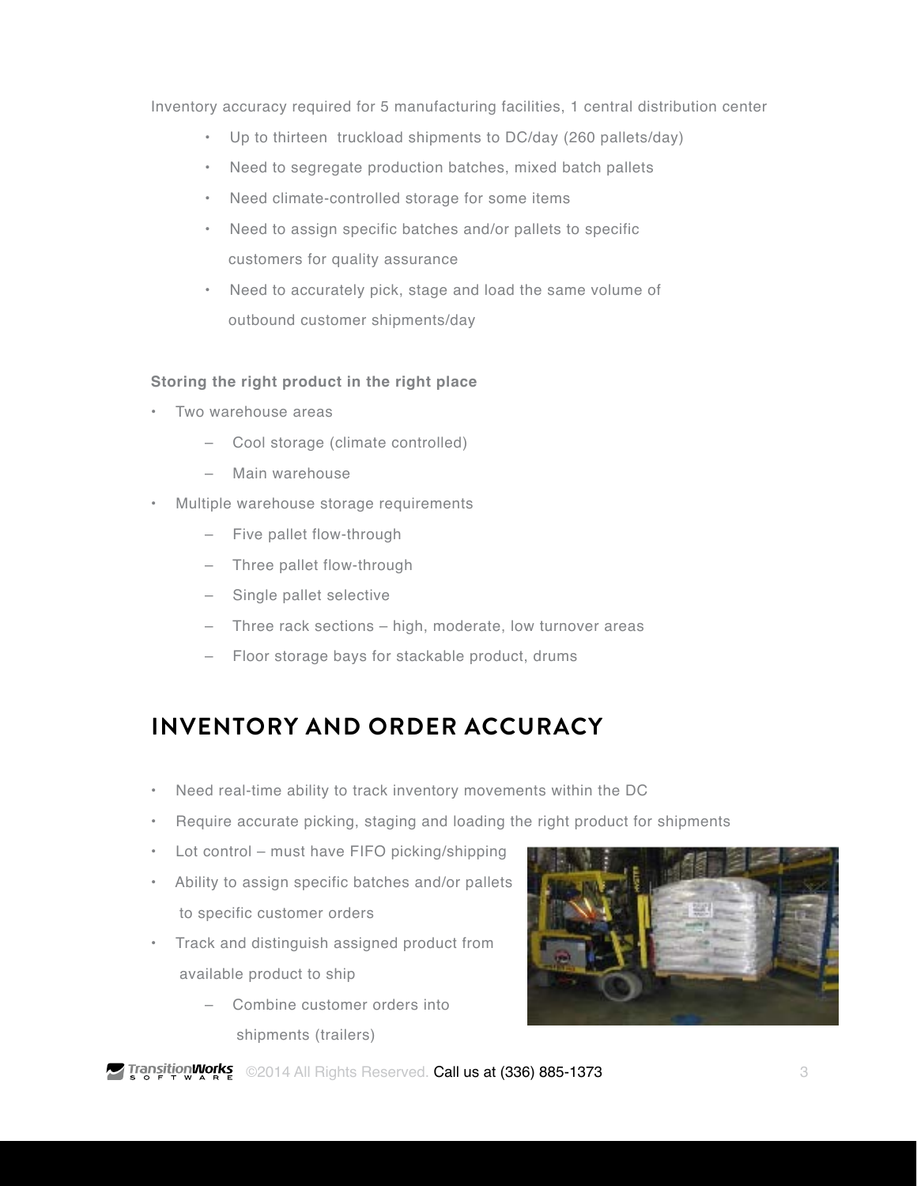Inventory accuracy required for 5 manufacturing facilities, 1 central distribution center

- Up to thirteen truckload shipments to DC/day (260 pallets/day)
- Need to segregate production batches, mixed batch pallets
- Need climate-controlled storage for some items
- Need to assign specific batches and/or pallets to specific customers for quality assurance
- Need to accurately pick, stage and load the same volume of outbound customer shipments/day

**Storing the right product in the right place**

- Two warehouse areas
  - Cool storage (climate controlled)
  - Main warehouse
- Multiple warehouse storage requirements
  - Five pallet flow-through
  - Three pallet flow-through
  - Single pallet selective
  - Three rack sections – high, moderate, low turnover areas
  - Floor storage bays for stackable product, drums

## INVENTORY AND ORDER ACCURACY

- Need real-time ability to track inventory movements within the DC
- Require accurate picking, staging and loading the right product for shipments
- Lot control – must have FIFO picking/shipping
- Ability to assign specific batches and/or pallets to specific customer orders
- Track and distinguish assigned product from available product to ship
  - Combine customer orders into shipments (trailers)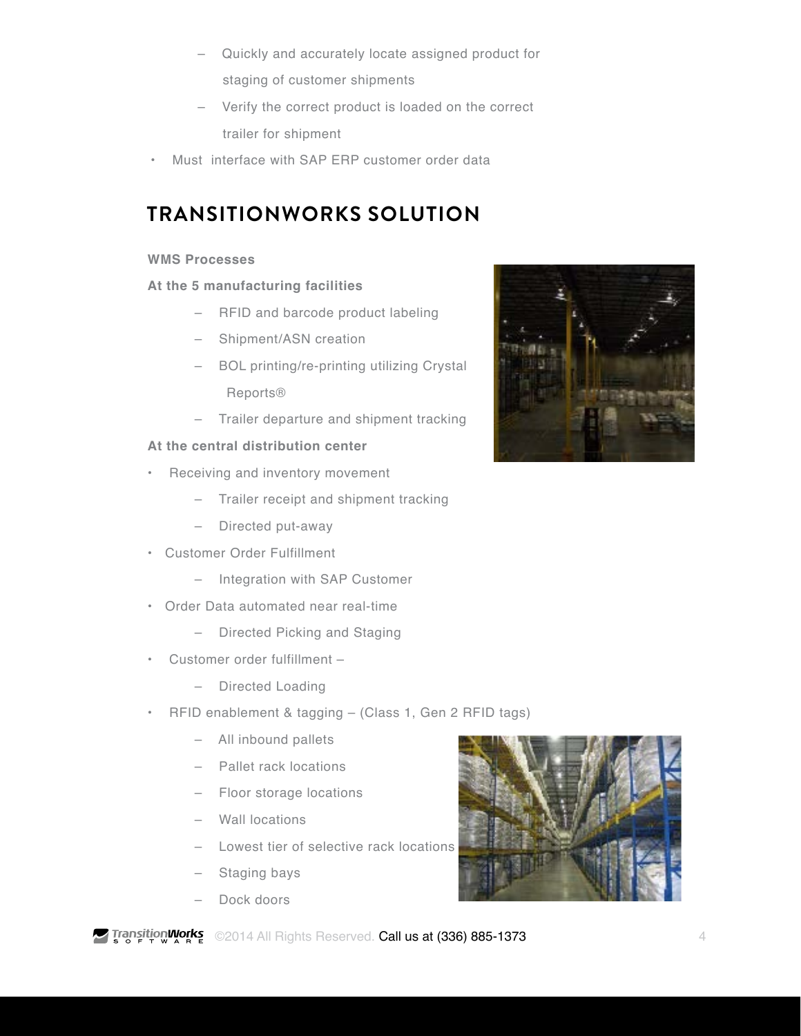- Quickly and accurately locate assigned product for staging of customer shipments
  - Verify the correct product is loaded on the correct trailer for shipment
- Must interface with SAP ERP customer order data

## TRANSITIONWORKS SOLUTION

**WMS Processes**

**At the 5 manufacturing facilities**

  - RFID and barcode product labeling
  - Shipment/ASN creation
  - BOL printing/re-printing utilizing Crystal Reports®
  - Trailer departure and shipment tracking

**At the central distribution center**

- Receiving and inventory movement
  - Trailer receipt and shipment tracking
  - Directed put-away
- Customer Order Fulfillment
  - Integration with SAP Customer
- Order Data automated near real-time
  - Directed Picking and Staging
- Customer order fulfillment –
  - Directed Loading
- RFID enablement & tagging – (Class 1, Gen 2 RFID tags)
  - All inbound pallets
  - Pallet rack locations
  - Floor storage locations
  - Wall locations
  - Lowest tier of selective rack locations
  - Staging bays
  - Dock doors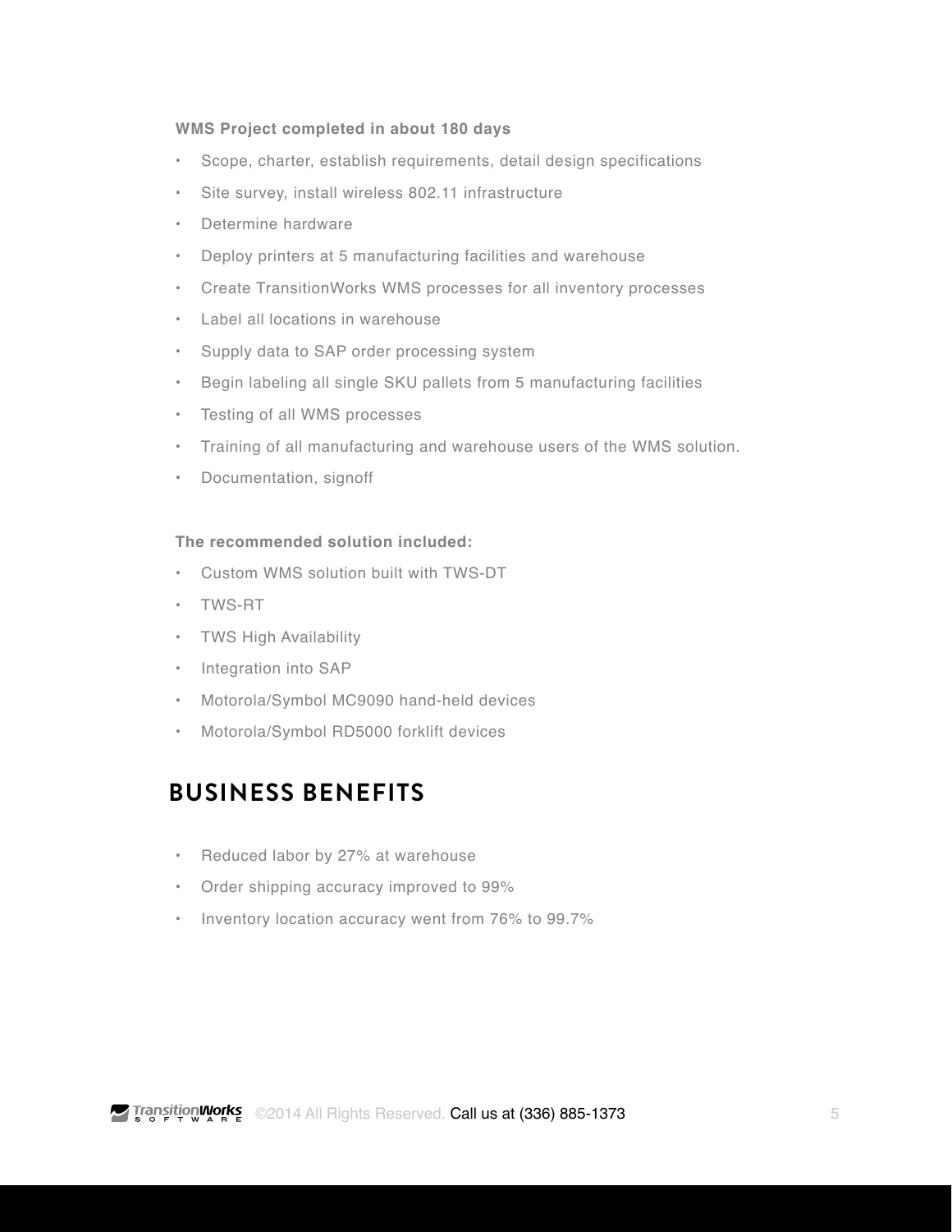**WMS Project completed in about 180 days**

- Scope, charter, establish requirements, detail design specifications
- Site survey, install wireless 802.11 infrastructure
- Determine hardware
- Deploy printers at 5 manufacturing facilities and warehouse
- Create TransitionWorks WMS processes for all inventory processes
- Label all locations in warehouse
- Supply data to SAP order processing system
- Begin labeling all single SKU pallets from 5 manufacturing facilities
- Testing of all WMS processes
- Training of all manufacturing and warehouse users of the WMS solution.
- Documentation, signoff

**The recommended solution included:**

- Custom WMS solution built with TWS-DT
- TWS-RT
- TWS High Availability
- Integration into SAP
- Motorola/Symbol MC9090 hand-held devices
- Motorola/Symbol RD5000 forklift devices

## BUSINESS BENEFITS

- Reduced labor by 27% at warehouse
- Order shipping accuracy improved to 99%
- Inventory location accuracy went from 76% to 99.7%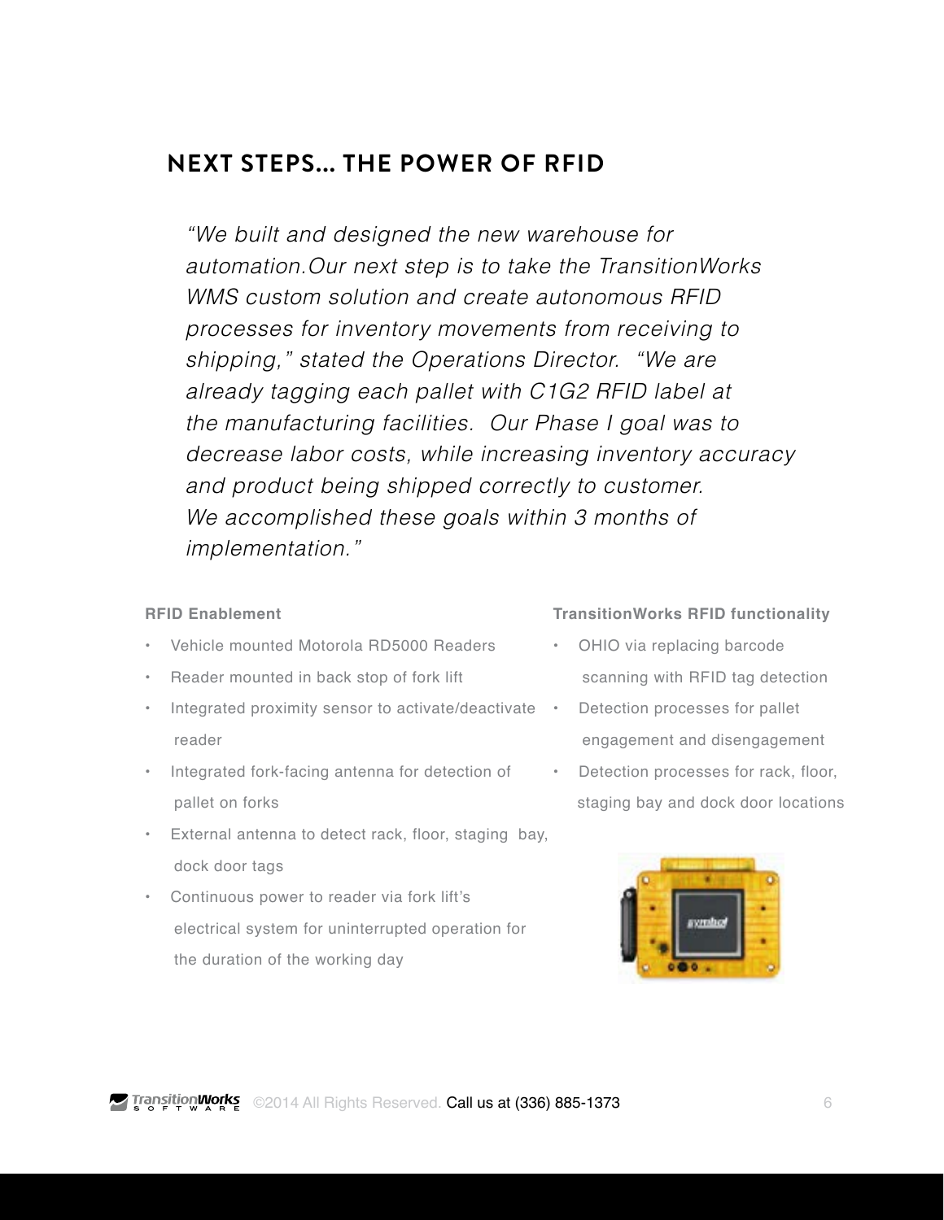## NEXT STEPS… THE POWER OF RFID

*"We built and designed the new warehouse for automation.Our next step is to take the TransitionWorks WMS custom solution and create autonomous RFID processes for inventory movements from receiving to shipping," stated the Operations Director. "We are already tagging each pallet with C1G2 RFID label at the manufacturing facilities. Our Phase I goal was to decrease labor costs, while increasing inventory accuracy and product being shipped correctly to customer. We accomplished these goals within 3 months of implementation."*

**RFID Enablement**

- Vehicle mounted Motorola RD5000 Readers
- Reader mounted in back stop of fork lift
- Integrated proximity sensor to activate/deactivate reader
- Integrated fork-facing antenna for detection of pallet on forks
- External antenna to detect rack, floor, staging bay, dock door tags
- Continuous power to reader via fork lift's electrical system for uninterrupted operation for the duration of the working day

**TransitionWorks RFID functionality**

- OHIO via replacing barcode scanning with RFID tag detection
- Detection processes for pallet engagement and disengagement
- Detection processes for rack, floor, staging bay and dock door locations

Call us at (336) 885-1373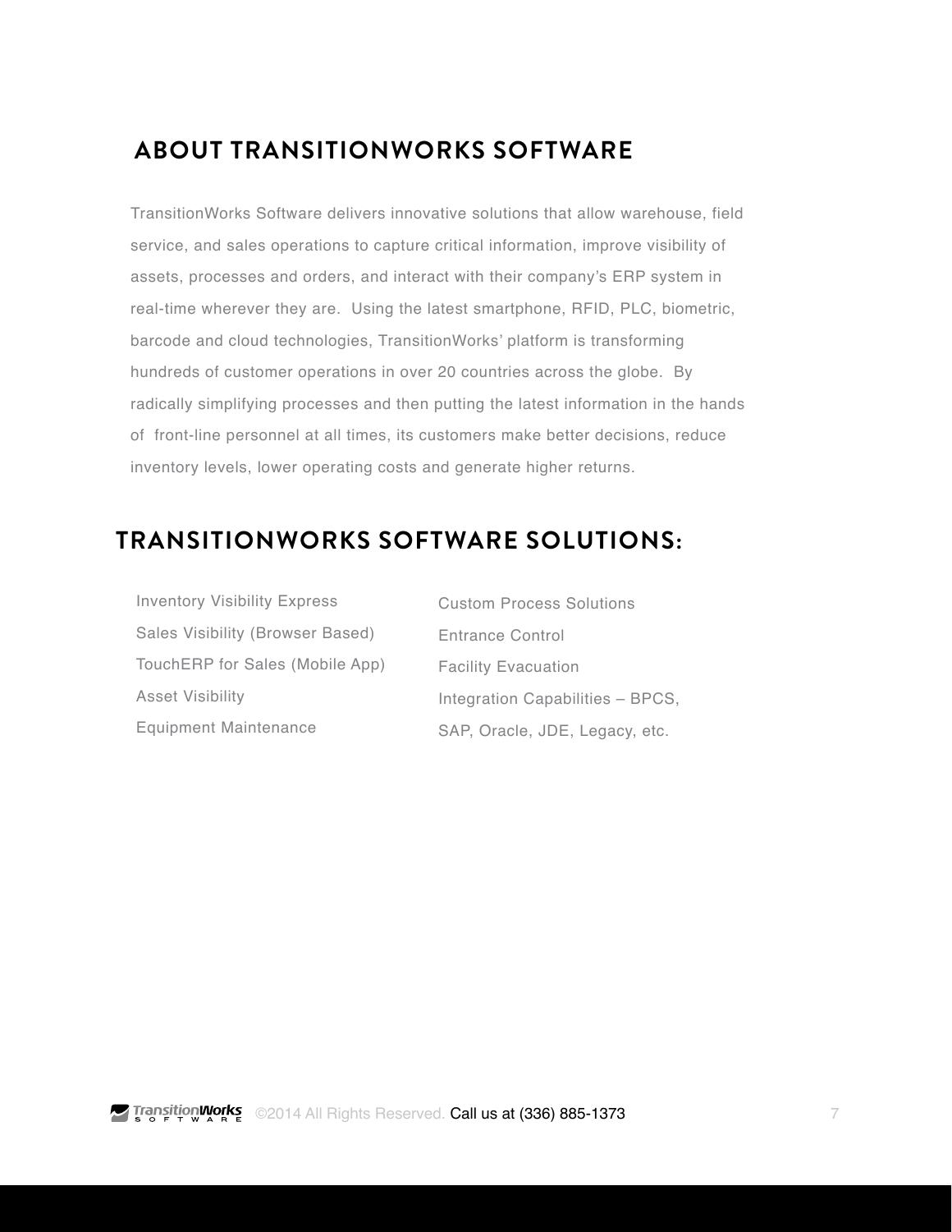## ABOUT TRANSITIONWORKS SOFTWARE

TransitionWorks Software delivers innovative solutions that allow warehouse, field service, and sales operations to capture critical information, improve visibility of assets, processes and orders, and interact with their company's ERP system in real-time wherever they are. Using the latest smartphone, RFID, PLC, biometric, barcode and cloud technologies, TransitionWorks' platform is transforming hundreds of customer operations in over 20 countries across the globe. By radically simplifying processes and then putting the latest information in the hands of front-line personnel at all times, its customers make better decisions, reduce inventory levels, lower operating costs and generate higher returns.

## TRANSITIONWORKS SOFTWARE SOLUTIONS:

- Inventory Visibility Express
- Sales Visibility (Browser Based)
- TouchERP for Sales (Mobile App)
- Asset Visibility
- Equipment Maintenance
- Custom Process Solutions
- Entrance Control
- Facility Evacuation
- Integration Capabilities – BPCS, SAP, Oracle, JDE, Legacy, etc.

©2014 All Rights Reserved. Call us at (336) 885-1373